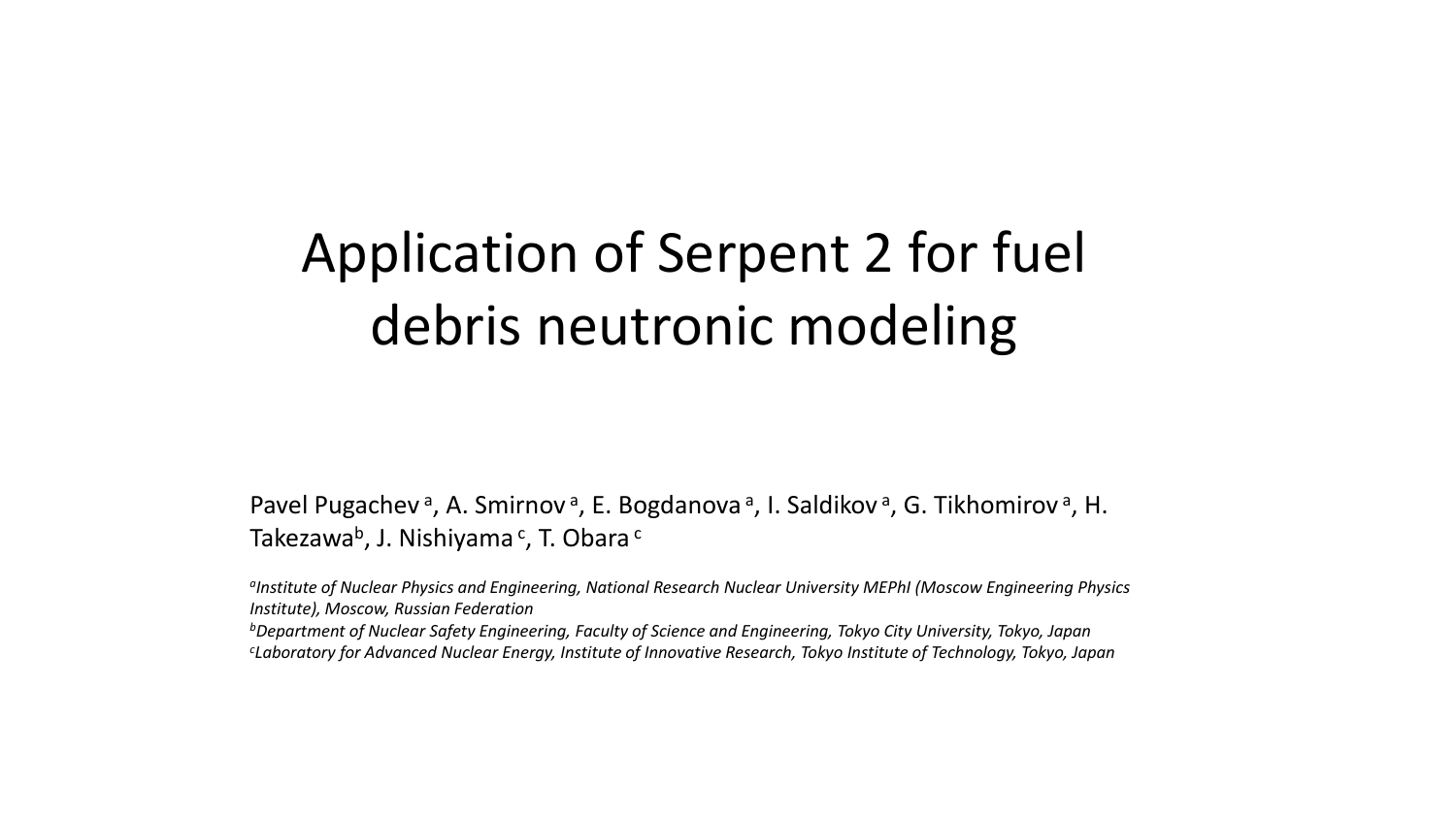# Application of Serpent 2 for fuel debris neutronic modeling

Pavel Pugachev [a], A. Smirnov [a], E. Bogdanova [a], I. Saldikov [a], G. Tikhomirov [a], H. Takezawa[b], J. Nishiyama [c], T. Obara [c]

*[a]Institute of Nuclear Physics and Engineering, National Research Nuclear University MEPhI (Moscow Engineering Physics Institute), Moscow, Russian Federation*

*[b]Department of Nuclear Safety Engineering, Faculty of Science and Engineering, Tokyo City University, Tokyo, Japan*

*[c]Laboratory for Advanced Nuclear Energy, Institute of Innovative Research, Tokyo Institute of Technology, Tokyo, Japan*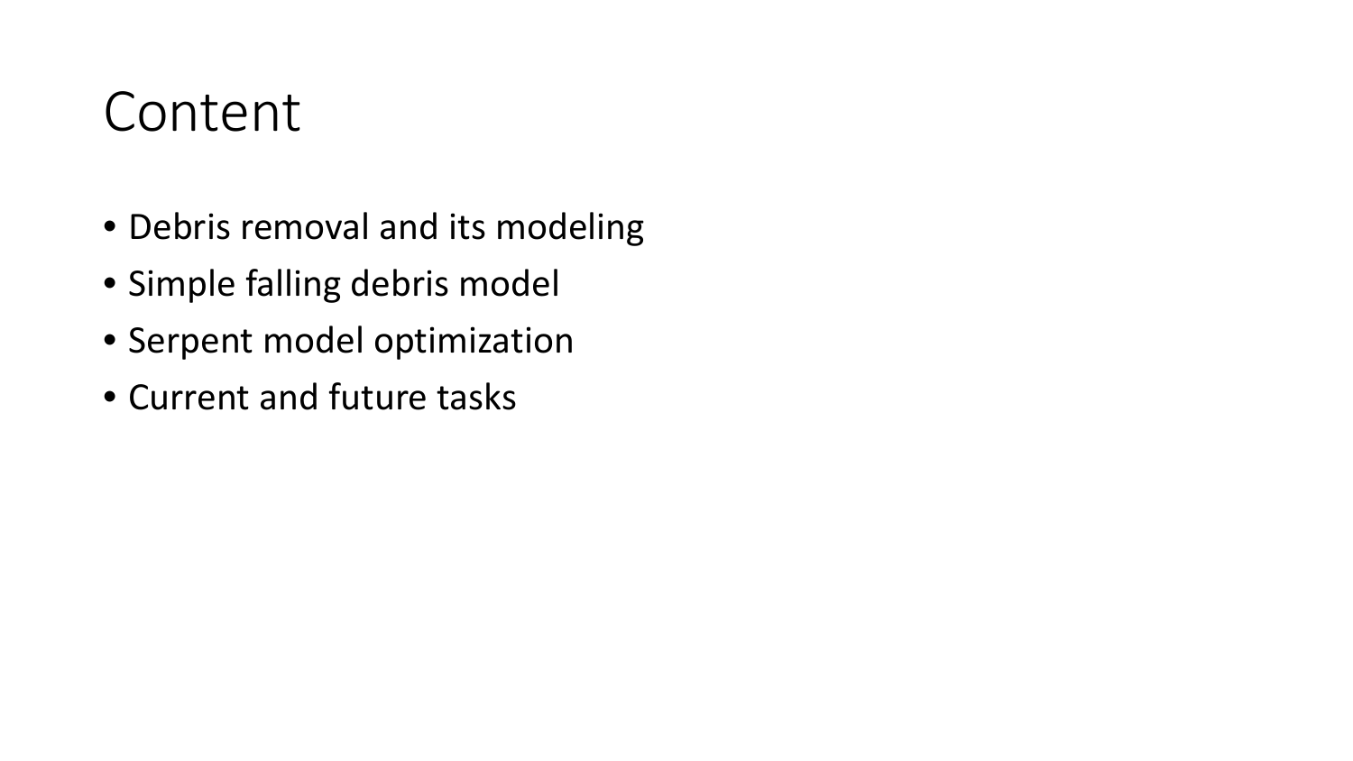# Content

- Debris removal and its modeling
- Simple falling debris model
- Serpent model optimization
- Current and future tasks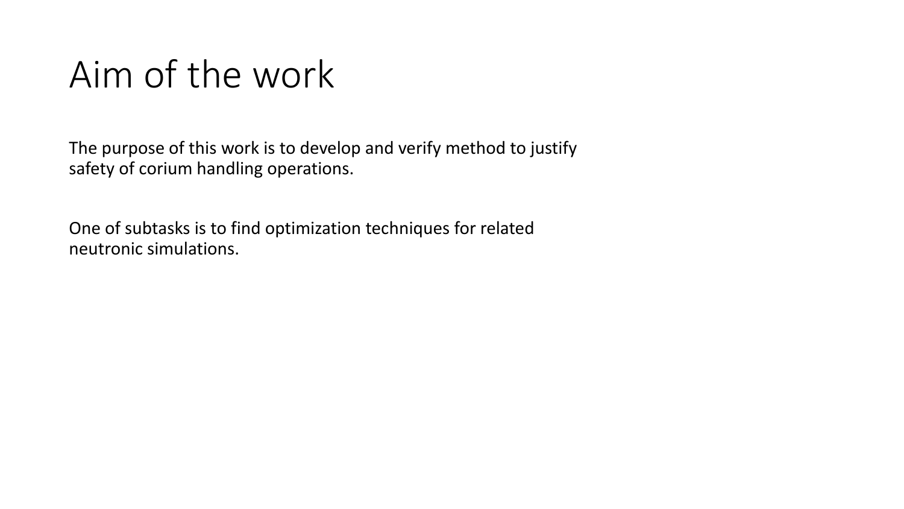# Aim of the work

The purpose of this work is to develop and verify method to justify safety of corium handling operations.

One of subtasks is to find optimization techniques for related neutronic simulations.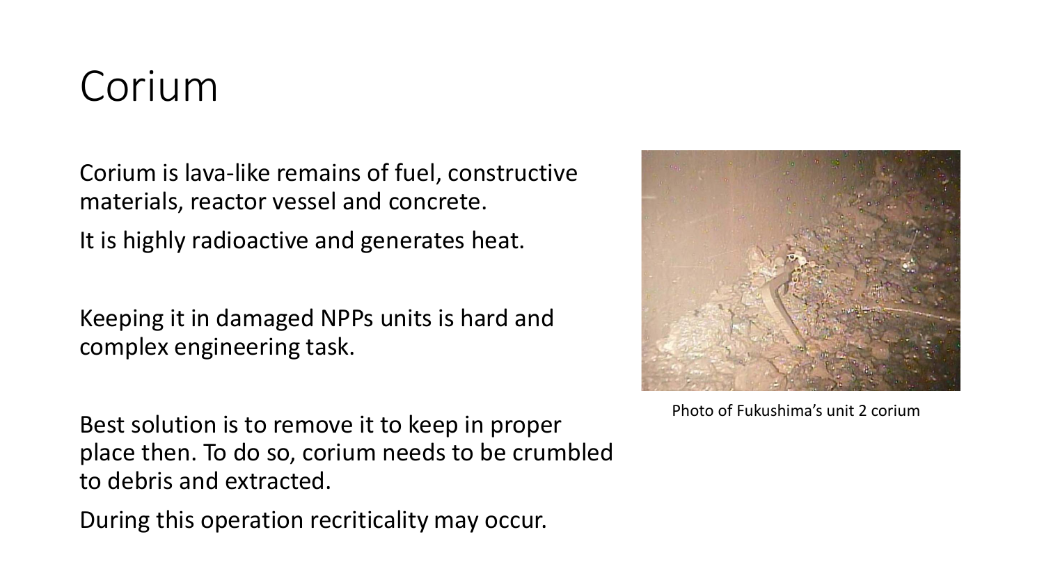# Corium

Corium is lava-like remains of fuel, constructive materials, reactor vessel and concrete.

It is highly radioactive and generates heat.

Keeping it in damaged NPPs units is hard and complex engineering task.

Best solution is to remove it to keep in proper place then. To do so, corium needs to be crumbled to debris and extracted.

During this operation recriticality may occur.

Photo of Fukushima's unit 2 corium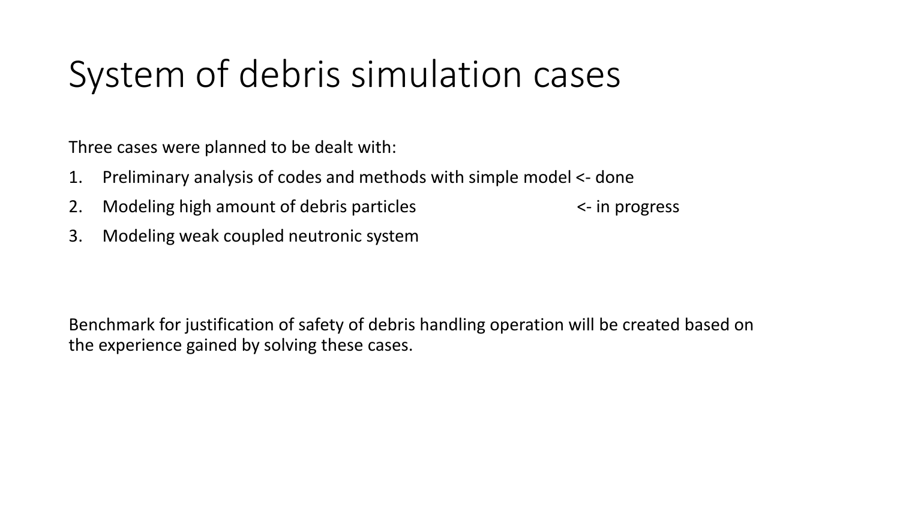# System of debris simulation cases

Three cases were planned to be dealt with:

1. Preliminary analysis of codes and methods with simple model <- done
2. Modeling high amount of debris particles <- in progress
3. Modeling weak coupled neutronic system

Benchmark for justification of safety of debris handling operation will be created based on the experience gained by solving these cases.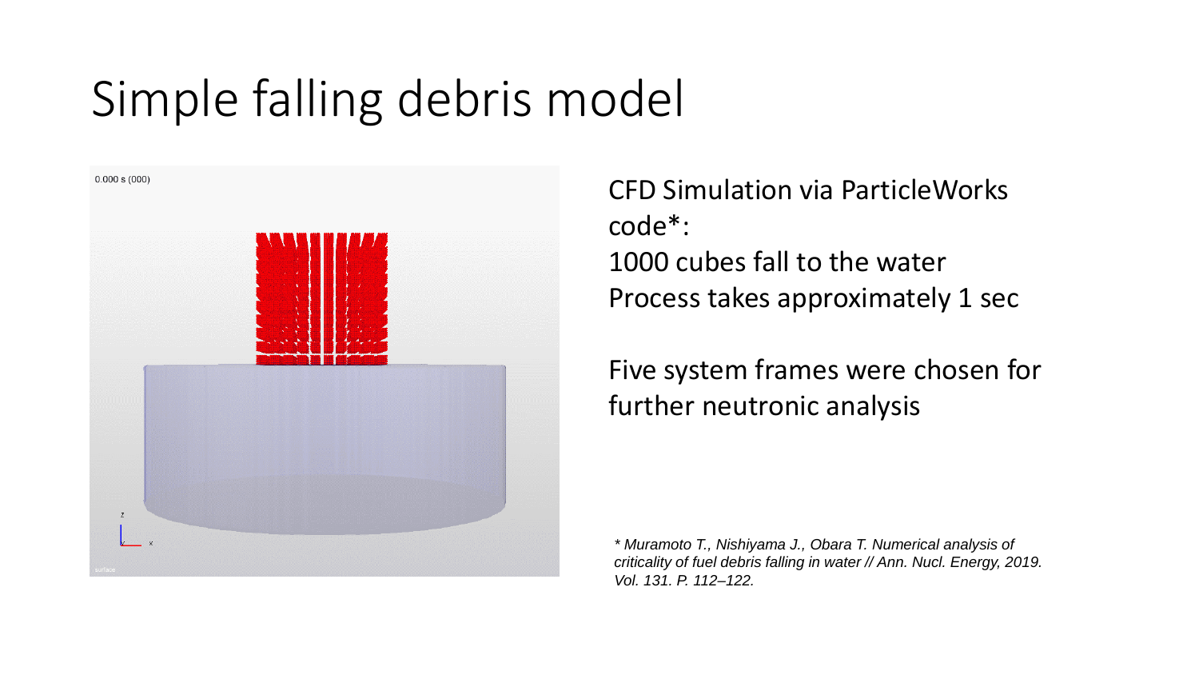# Simple falling debris model

CFD Simulation via ParticleWorks code*:
1000 cubes fall to the water
Process takes approximately 1 sec

Five system frames were chosen for further neutronic analysis

*\* Muramoto T., Nishiyama J., Obara T. Numerical analysis of criticality of fuel debris falling in water // Ann. Nucl. Energy, 2019. Vol. 131. P. 112–122.*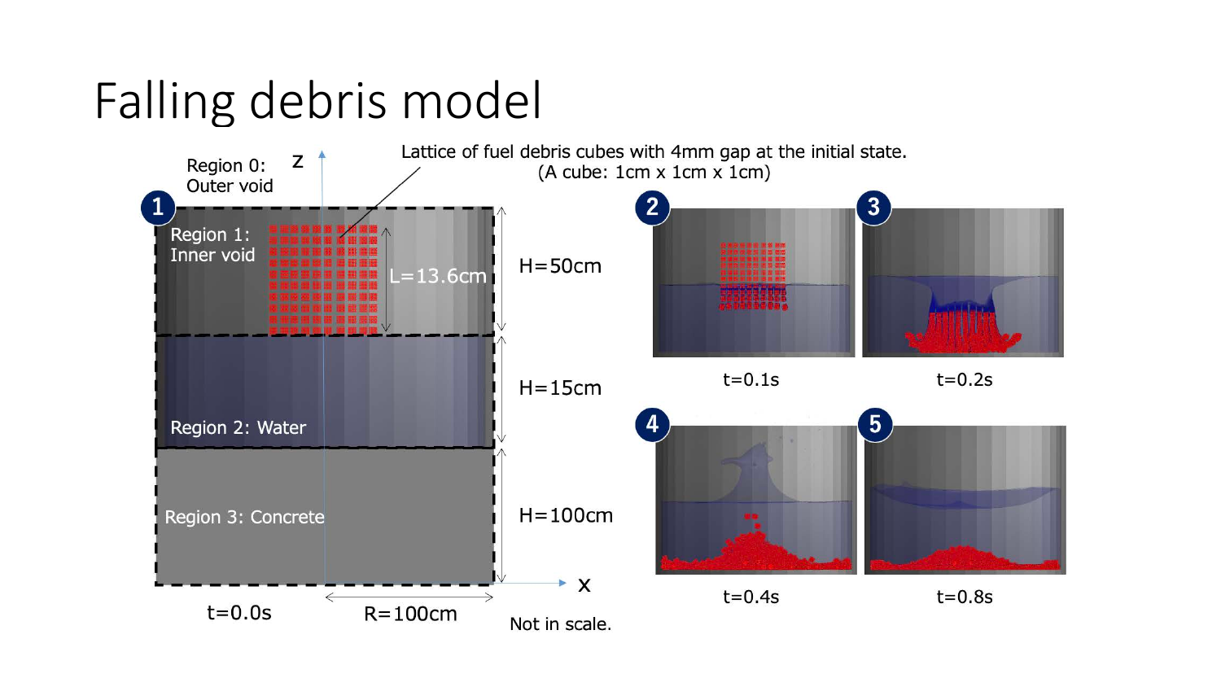# Falling debris model

Lattice of fuel debris cubes with 4mm gap at the initial state. (A cube: 1cm x 1cm x 1cm)

Region 0: Outer void

Region 1: Inner void

L=13.6cm

H=50cm

Region 2: Water

H=15cm

Region 3: Concrete

H=100cm

R=100cm

t=0.0s

t=0.1s

t=0.2s

t=0.4s

t=0.8s

Not in scale.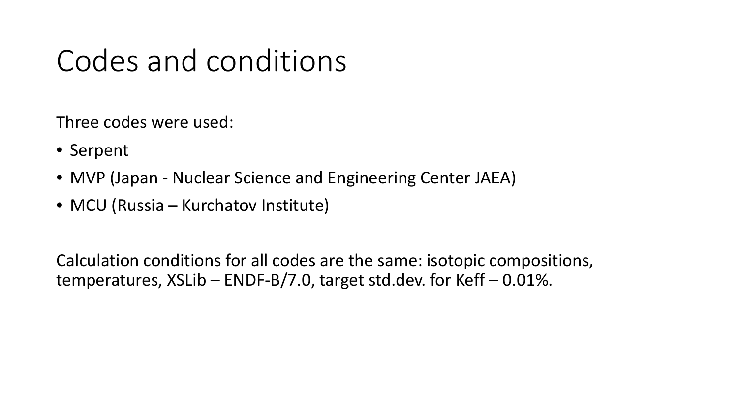# Codes and conditions

Three codes were used:

- Serpent
- MVP (Japan - Nuclear Science and Engineering Center JAEA)
- MCU (Russia – Kurchatov Institute)

Calculation conditions for all codes are the same: isotopic compositions, temperatures, XSLib – ENDF-B/7.0, target std.dev. for Keff – 0.01%.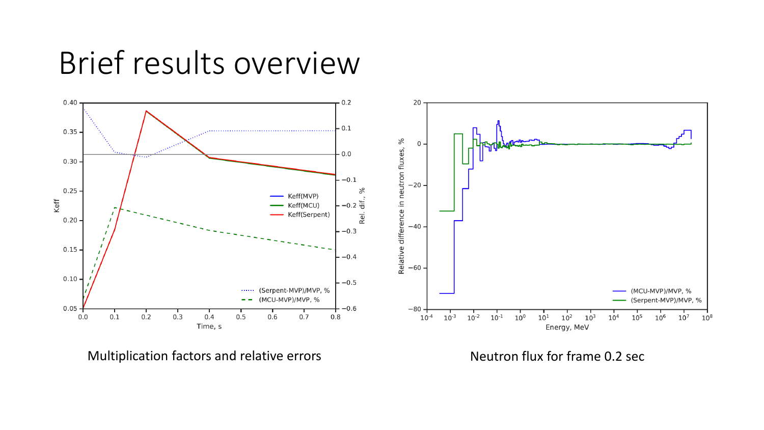# Brief results overview

Multiplication factors and relative errors

Neutron flux for frame 0.2 sec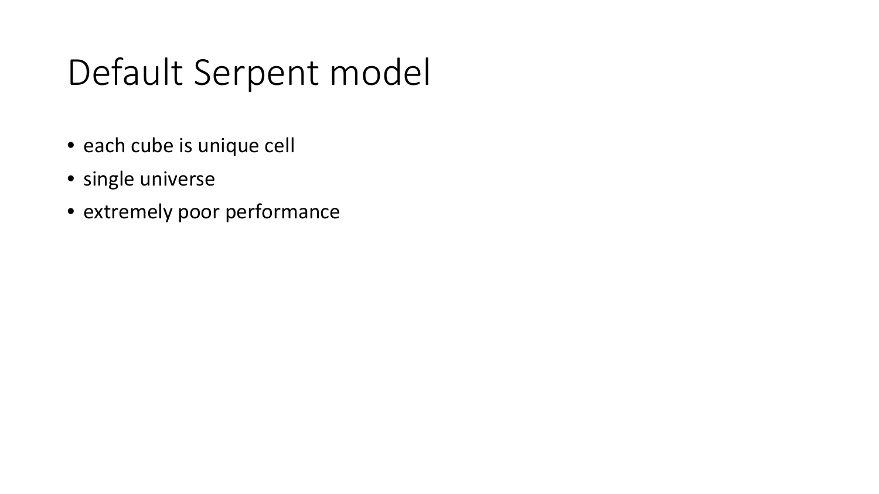# Default Serpent model

- each cube is unique cell
- single universe
- extremely poor performance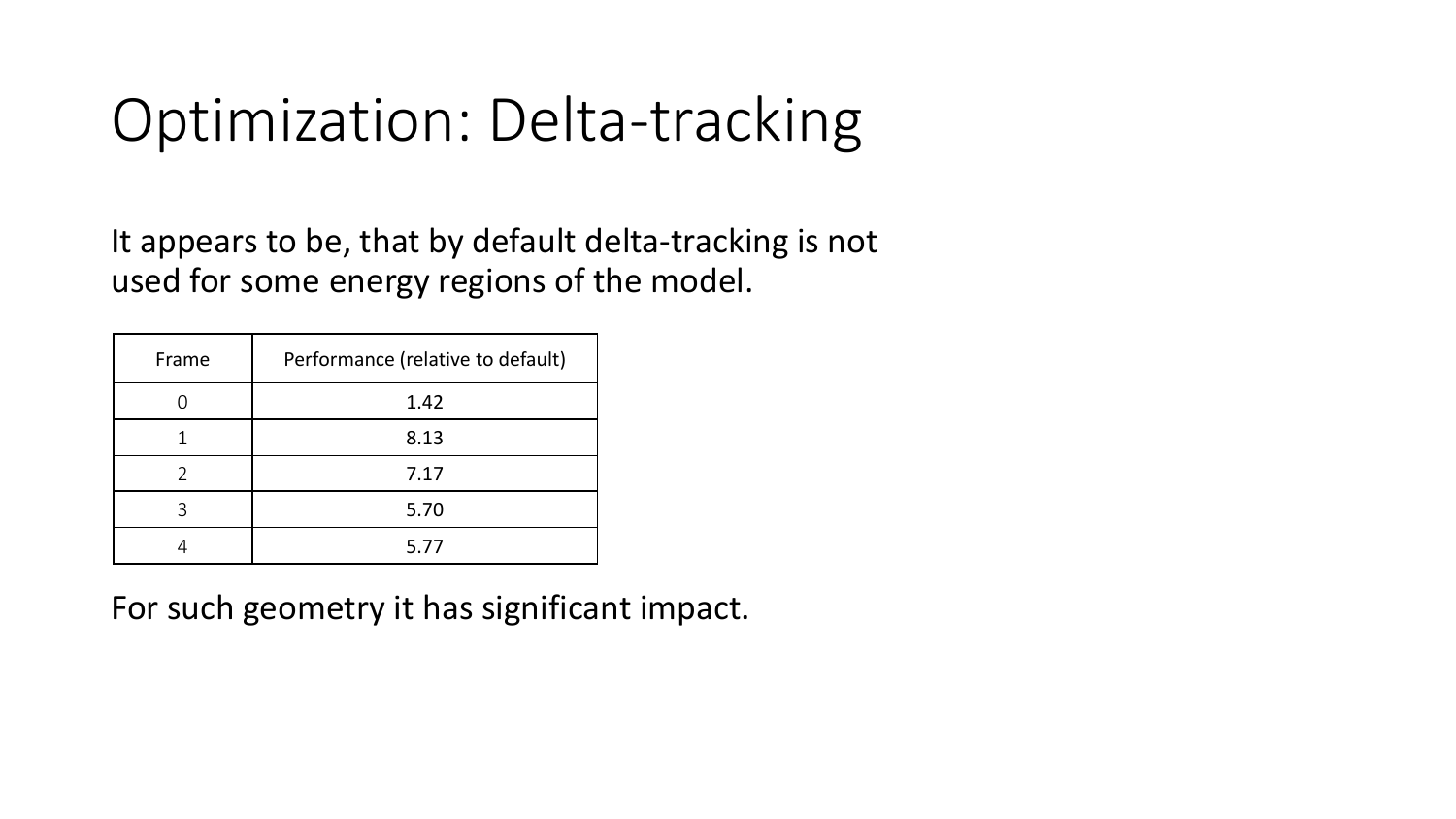# Optimization: Delta-tracking

It appears to be, that by default delta-tracking is not used for some energy regions of the model.

| Frame | Performance (relative to default) |
| --- | --- |
| 0 | 1.42 |
| 1 | 8.13 |
| 2 | 7.17 |
| 3 | 5.70 |
| 4 | 5.77 |

For such geometry it has significant impact.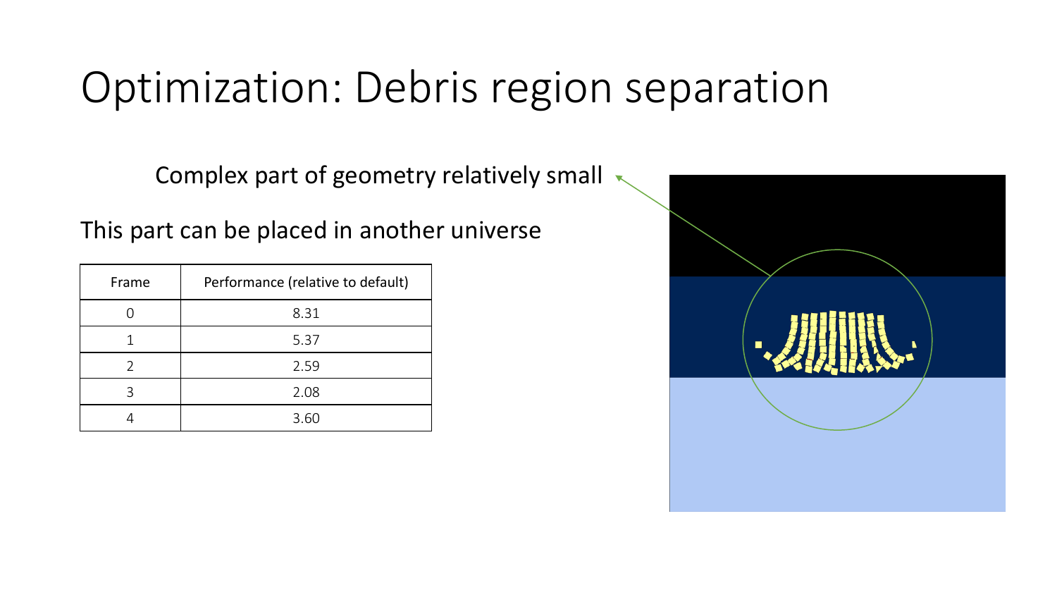# Optimization: Debris region separation

Complex part of geometry relatively small

This part can be placed in another universe

| Frame | Performance (relative to default) |
| --- | --- |
| 0 | 8.31 |
| 1 | 5.37 |
| 2 | 2.59 |
| 3 | 2.08 |
| 4 | 3.60 |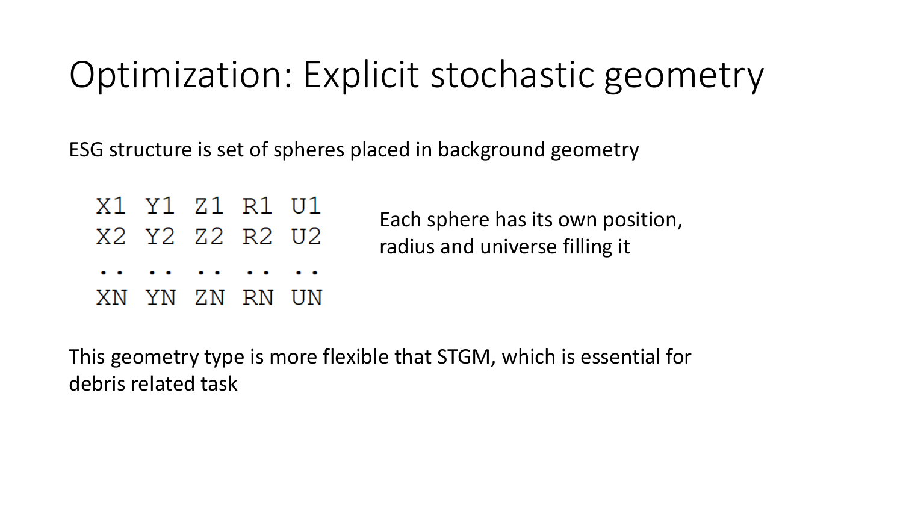# Optimization: Explicit stochastic geometry

ESG structure is set of spheres placed in background geometry

```
X1 Y1 Z1 R1 U1
X2 Y2 Z2 R2 U2
.. .. .. .. ..
XN YN ZN RN UN
```

Each sphere has its own position, radius and universe filling it

This geometry type is more flexible that STGM, which is essential for debris related task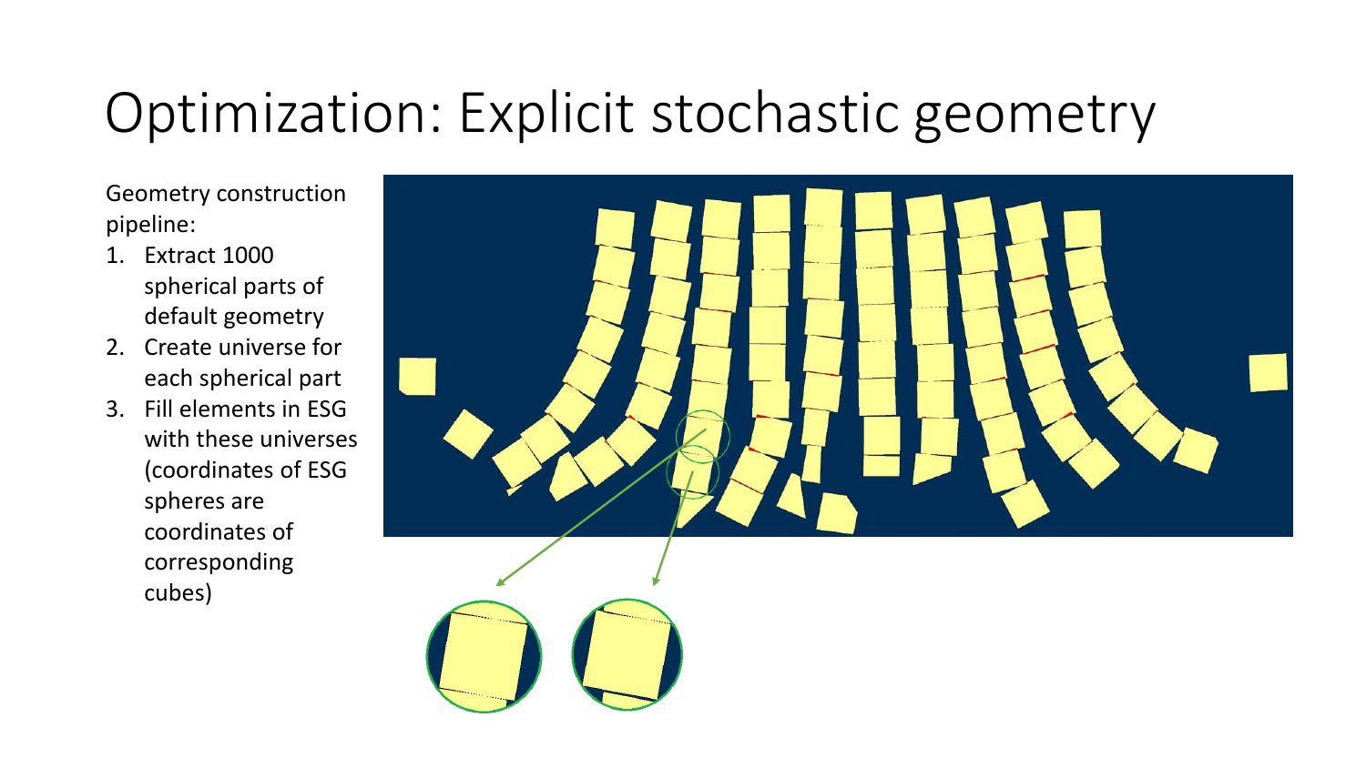# Optimization: Explicit stochastic geometry

Geometry construction pipeline:

1. Extract 1000 spherical parts of default geometry
2. Create universe for each spherical part
3. Fill elements in ESG with these universes (coordinates of ESG spheres are coordinates of corresponding cubes)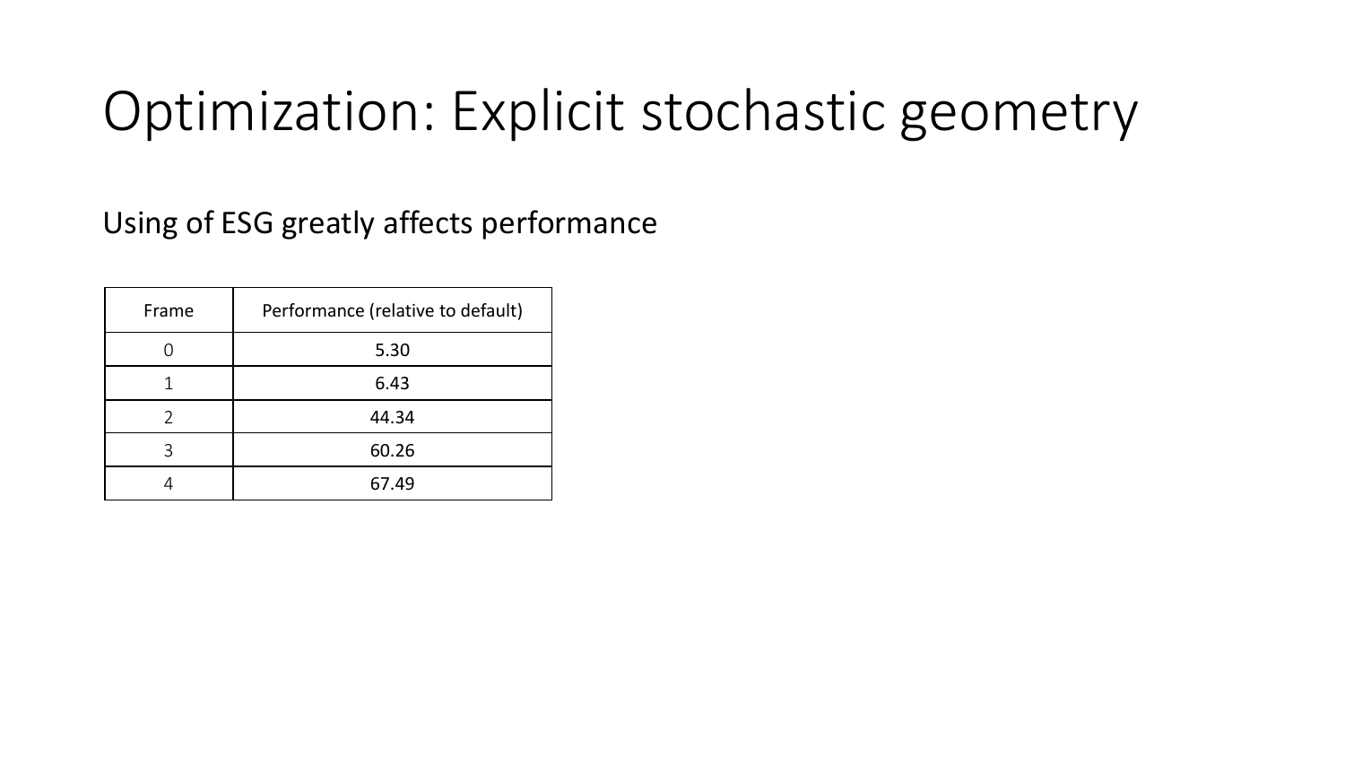# Optimization: Explicit stochastic geometry

Using of ESG greatly affects performance

| Frame | Performance (relative to default) |
|---|---|
| 0 | 5.30 |
| 1 | 6.43 |
| 2 | 44.34 |
| 3 | 60.26 |
| 4 | 67.49 |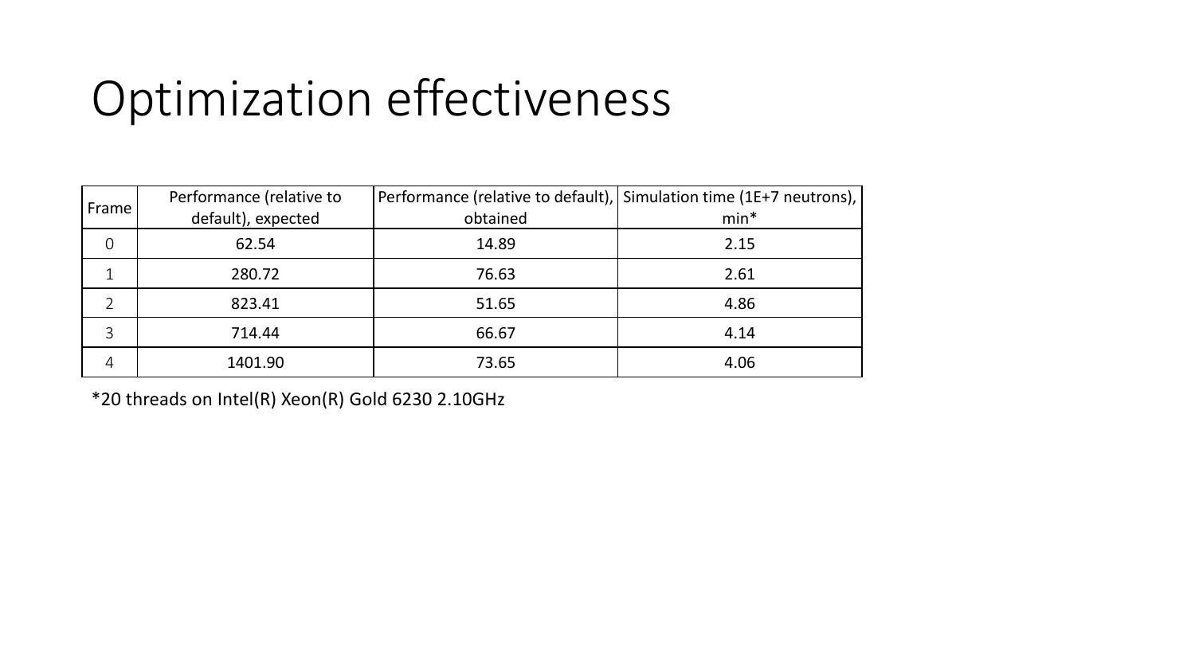# Optimization effectiveness

| Frame | Performance (relative to default), expected | Performance (relative to default), obtained | Simulation time (1E+7 neutrons), min* |
| --- | --- | --- | --- |
| 0 | 62.54 | 14.89 | 2.15 |
| 1 | 280.72 | 76.63 | 2.61 |
| 2 | 823.41 | 51.65 | 4.86 |
| 3 | 714.44 | 66.67 | 4.14 |
| 4 | 1401.90 | 73.65 | 4.06 |

*20 threads on Intel(R) Xeon(R) Gold 6230 2.10GHz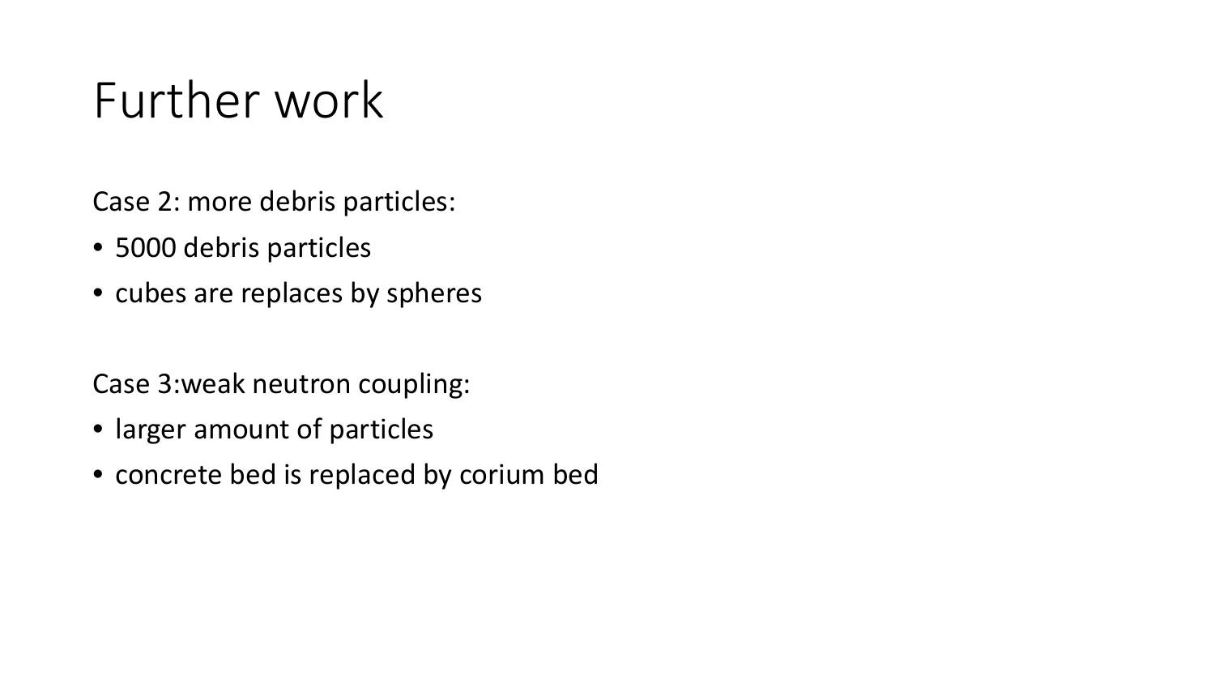# Further work

Case 2: more debris particles:

- 5000 debris particles
- cubes are replaces by spheres

Case 3:weak neutron coupling:

- larger amount of particles
- concrete bed is replaced by corium bed